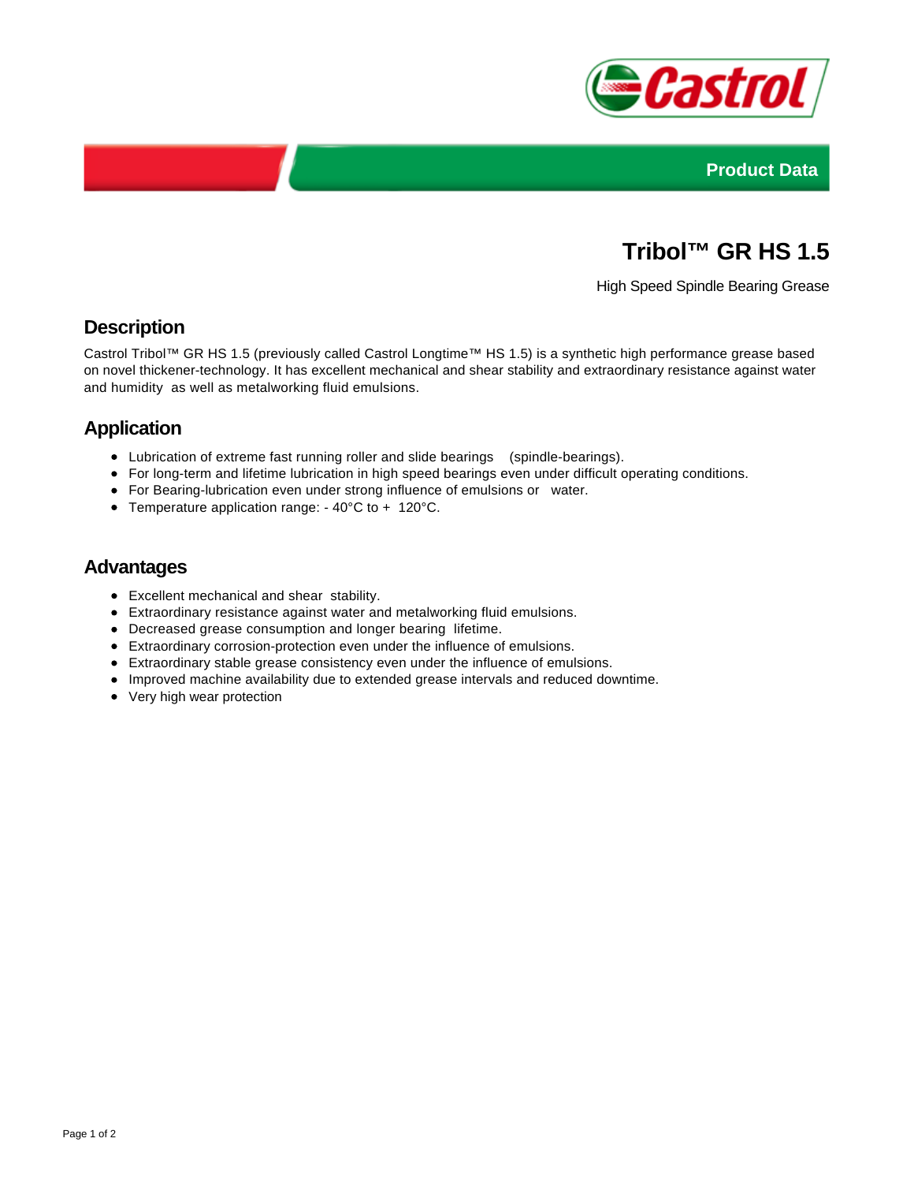Product Data

# Tribol™ GR HS 1.5

High Speed Spindle Bearing Grease

## Description

Castrol Tribol™ GR HS 1.5 (previously called Castrol Longtime™ HS 1.5) is a synthetic high performance grease based on novel thickener-technology. It has excellent mechanical and shear stability and extraordinary resistance against water and humidity as well as metalworking fluid emulsions.

## Application

- Lubrication of extreme fast running roller and slide bearings (spindle-bearings).
- For long-term and lifetime lubrication in high speed bearings even under difficult operating conditions.
- For Bearing-lubrication even under strong influence of emulsions or water.
- Temperature application range: - 40°C to + 120°C.

## Advantages

- Excellent mechanical and shear stability.
- Extraordinary resistance against water and metalworking fluid emulsions.
- Decreased grease consumption and longer bearing lifetime.
- Extraordinary corrosion-protection even under the influence of emulsions.
- Extraordinary stable grease consistency even under the influence of emulsions.
- Improved machine availability due to extended grease intervals and reduced downtime.
- Very high wear protection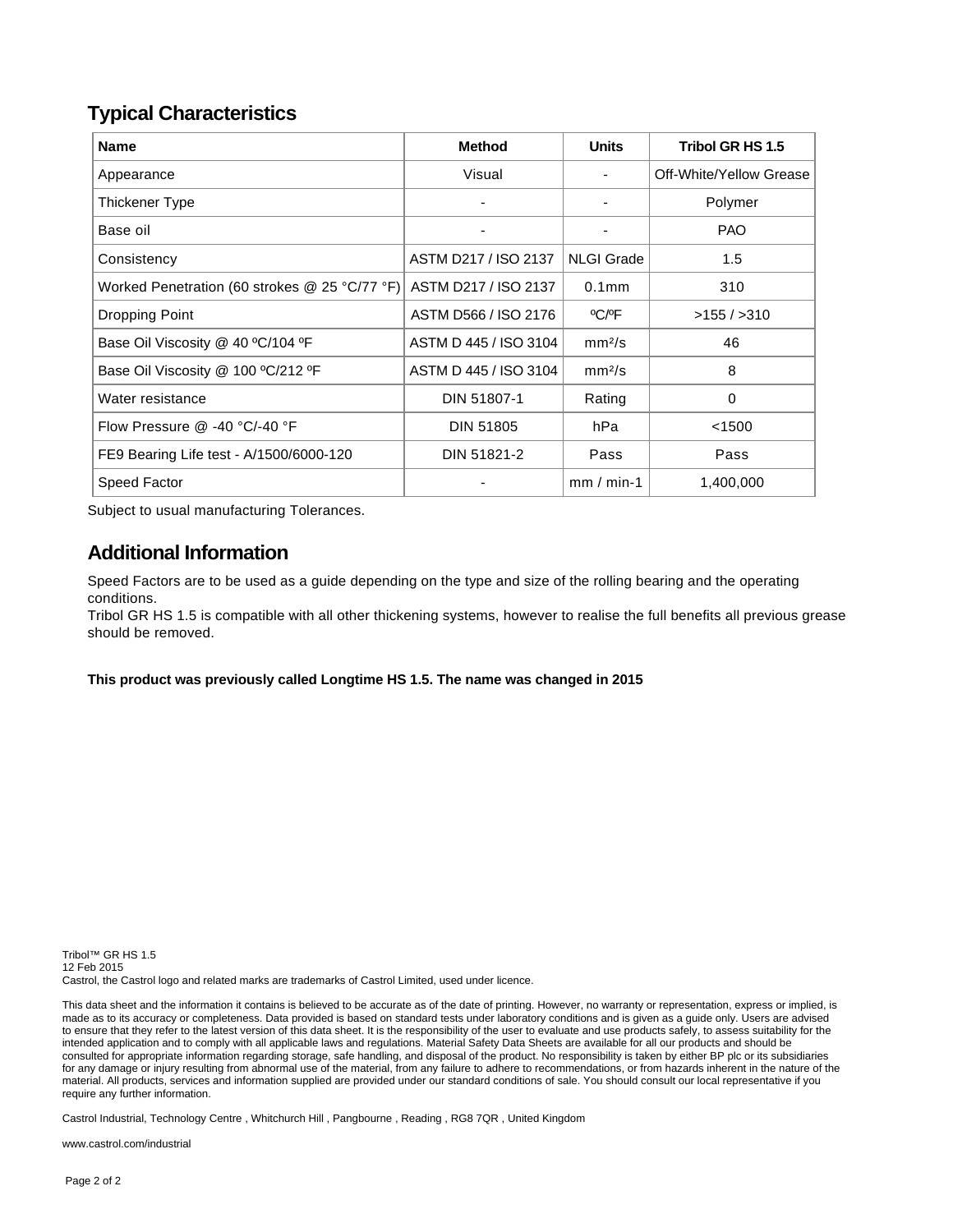## Typical Characteristics

| Name | Method | Units | Tribol GR HS 1.5 |
|---|---|---|---|
| Appearance | Visual | - | Off-White/Yellow Grease |
| Thickener Type | - | - | Polymer |
| Base oil | - | - | PAO |
| Consistency | ASTM D217 / ISO 2137 | NLGI Grade | 1.5 |
| Worked Penetration (60 strokes @ 25 °C/77 °F) | ASTM D217 / ISO 2137 | 0.1mm | 310 |
| Dropping Point | ASTM D566 / ISO 2176 | ºC/ºF | >155 / >310 |
| Base Oil Viscosity @ 40 ºC/104 ºF | ASTM D 445 / ISO 3104 | $mm^2/s$ | 46 |
| Base Oil Viscosity @ 100 ºC/212 ºF | ASTM D 445 / ISO 3104 | $mm^2/s$ | 8 |
| Water resistance | DIN 51807-1 | Rating | 0 |
| Flow Pressure @ -40 °C/-40 °F | DIN 51805 | hPa | <1500 |
| FE9 Bearing Life test - A/1500/6000-120 | DIN 51821-2 | Pass | Pass |
| Speed Factor | - | mm / min-1 | 1,400,000 |

Subject to usual manufacturing Tolerances.

## Additional Information

Speed Factors are to be used as a guide depending on the type and size of the rolling bearing and the operating conditions.
Tribol GR HS 1.5 is compatible with all other thickening systems, however to realise the full benefits all previous grease should be removed.

**This product was previously called Longtime HS 1.5. The name was changed in 2015**

Tribol™ GR HS 1.5
12 Feb 2015
Castrol, the Castrol logo and related marks are trademarks of Castrol Limited, used under licence.

This data sheet and the information it contains is believed to be accurate as of the date of printing. However, no warranty or representation, express or implied, is made as to its accuracy or completeness. Data provided is based on standard tests under laboratory conditions and is given as a guide only. Users are advised to ensure that they refer to the latest version of this data sheet. It is the responsibility of the user to evaluate and use products safely, to assess suitability for the intended application and to comply with all applicable laws and regulations. Material Safety Data Sheets are available for all our products and should be consulted for appropriate information regarding storage, safe handling, and disposal of the product. No responsibility is taken by either BP plc or its subsidiaries for any damage or injury resulting from abnormal use of the material, from any failure to adhere to recommendations, or from hazards inherent in the nature of the material. All products, services and information supplied are provided under our standard conditions of sale. You should consult our local representative if you require any further information.

Castrol Industrial, Technology Centre , Whitchurch Hill , Pangbourne , Reading , RG8 7QR , United Kingdom

www.castrol.com/industrial